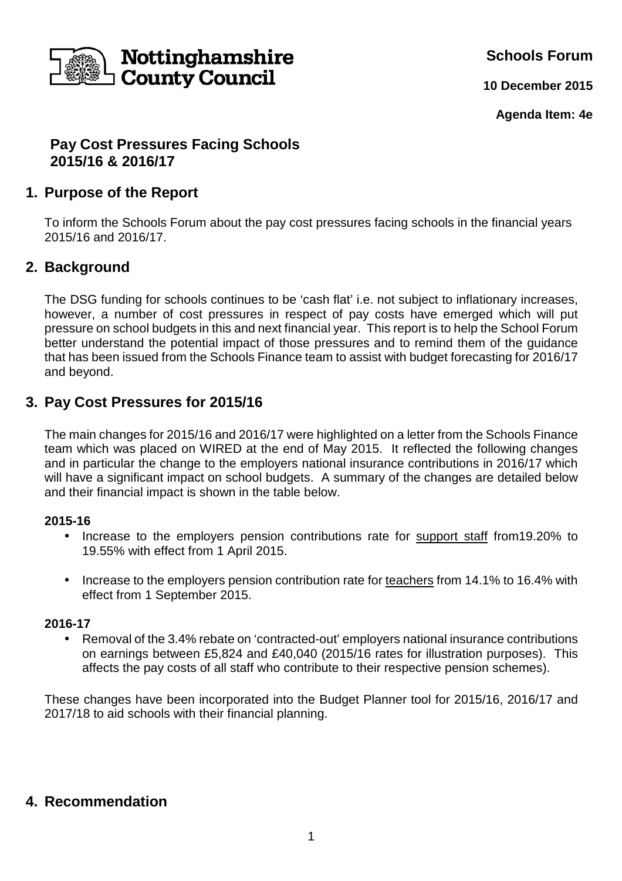**Nottinghamshire County Council**

**Schools Forum**

**10 December 2015**

**Agenda Item: 4e**

## Pay Cost Pressures Facing Schools 2015/16 & 2016/17

## 1. Purpose of the Report

To inform the Schools Forum about the pay cost pressures facing schools in the financial years 2015/16 and 2016/17.

## 2. Background

The DSG funding for schools continues to be 'cash flat' i.e. not subject to inflationary increases, however, a number of cost pressures in respect of pay costs have emerged which will put pressure on school budgets in this and next financial year. This report is to help the School Forum better understand the potential impact of those pressures and to remind them of the guidance that has been issued from the Schools Finance team to assist with budget forecasting for 2016/17 and beyond.

## 3. Pay Cost Pressures for 2015/16

The main changes for 2015/16 and 2016/17 were highlighted on a letter from the Schools Finance team which was placed on WIRED at the end of May 2015. It reflected the following changes and in particular the change to the employers national insurance contributions in 2016/17 which will have a significant impact on school budgets. A summary of the changes are detailed below and their financial impact is shown in the table below.

**2015-16**

- Increase to the employers pension contributions rate for <u>support staff</u> from19.20% to 19.55% with effect from 1 April 2015.
- Increase to the employers pension contribution rate for <u>teachers</u> from 14.1% to 16.4% with effect from 1 September 2015.

**2016-17**

- Removal of the 3.4% rebate on 'contracted-out' employers national insurance contributions on earnings between £5,824 and £40,040 (2015/16 rates for illustration purposes). This affects the pay costs of all staff who contribute to their respective pension schemes).

These changes have been incorporated into the Budget Planner tool for 2015/16, 2016/17 and 2017/18 to aid schools with their financial planning.

## 4. Recommendation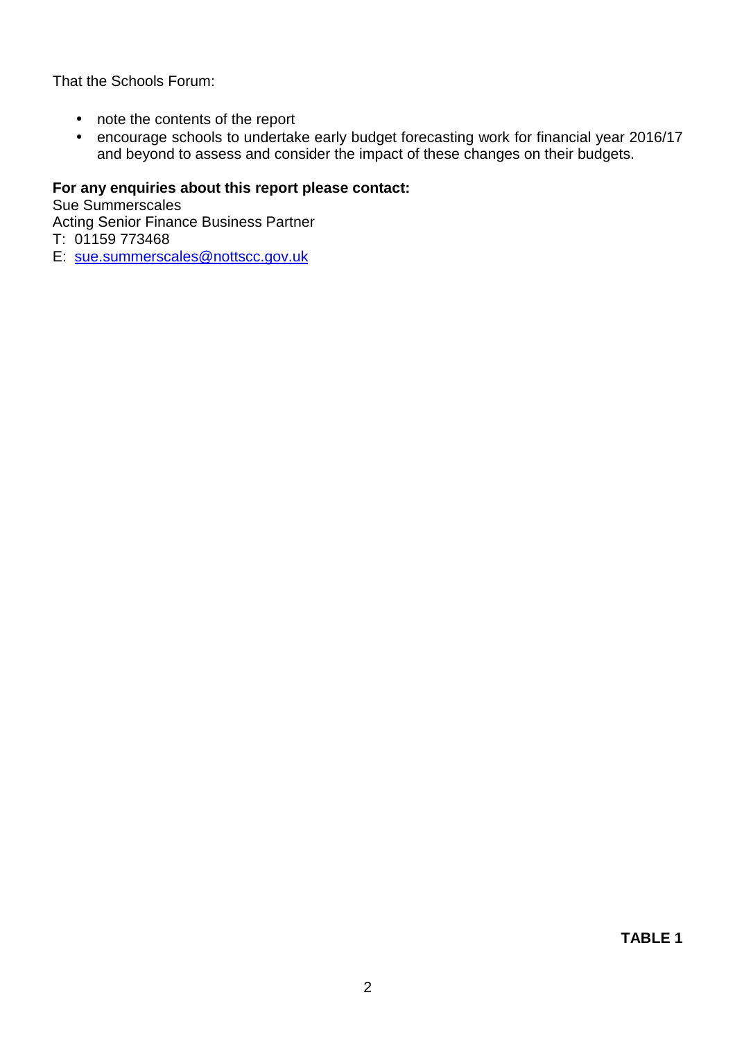That the Schools Forum:

- note the contents of the report
- encourage schools to undertake early budget forecasting work for financial year 2016/17 and beyond to assess and consider the impact of these changes on their budgets.

**For any enquiries about this report please contact:**
Sue Summerscales
Acting Senior Finance Business Partner
T: 01159 773468
E: sue.summerscales@nottscc.gov.uk

**TABLE 1**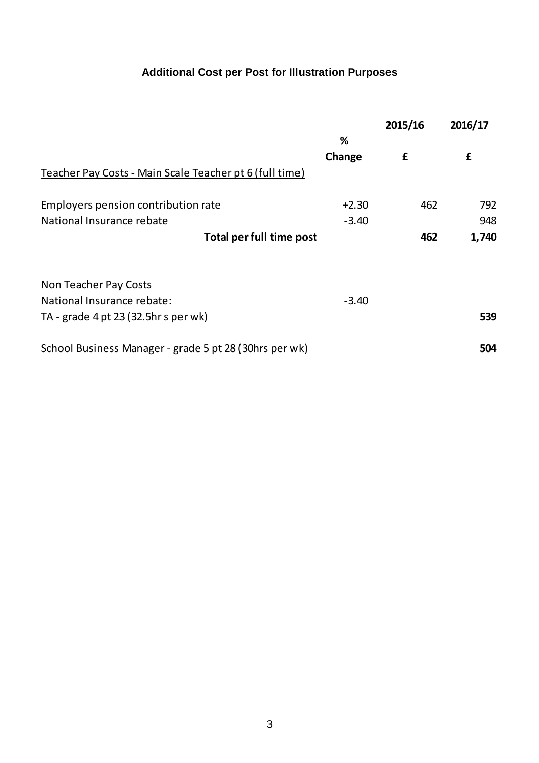### Additional Cost per Post for Illustration Purposes

| | % Change | 2015/16 £ | 2016/17 £ |
|---|---|---|---|
| Teacher Pay Costs - Main Scale Teacher pt 6 (full time) | | | |
| Employers pension contribution rate | +2.30 | 462 | 792 |
| National Insurance rebate | -3.40 | | 948 |
| **Total per full time post** | | **462** | **1,740** |
| | | | |
| Non Teacher Pay Costs | | | |
| National Insurance rebate: | -3.40 | | |
| TA - grade 4 pt 23 (32.5hr s per wk) | | | **539** |
| School Business Manager - grade 5 pt 28 (30hrs per wk) | | | **504** |